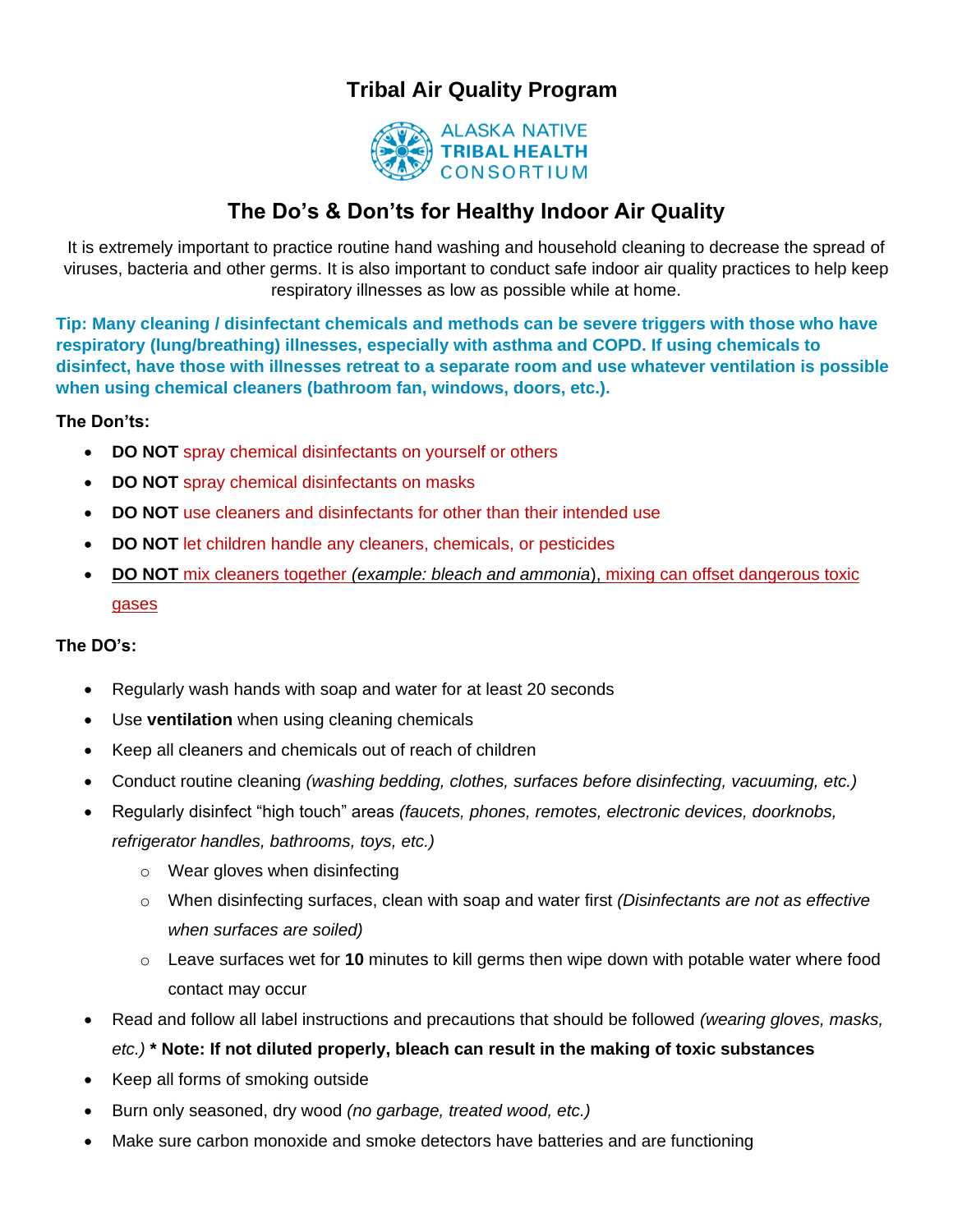# Tribal Air Quality Program

ALASKA NATIVE TRIBAL HEALTH CONSORTIUM

## The Do's & Don'ts for Healthy Indoor Air Quality

It is extremely important to practice routine hand washing and household cleaning to decrease the spread of viruses, bacteria and other germs. It is also important to conduct safe indoor air quality practices to help keep respiratory illnesses as low as possible while at home.

**Tip: Many cleaning / disinfectant chemicals and methods can be severe triggers with those who have respiratory (lung/breathing) illnesses, especially with asthma and COPD. If using chemicals to disinfect, have those with illnesses retreat to a separate room and use whatever ventilation is possible when using chemical cleaners (bathroom fan, windows, doors, etc.).**

**The Don'ts:**

- **DO NOT** spray chemical disinfectants on yourself or others
- **DO NOT** spray chemical disinfectants on masks
- **DO NOT** use cleaners and disinfectants for other than their intended use
- **DO NOT** let children handle any cleaners, chemicals, or pesticides
- **DO NOT** mix cleaners together *(example: bleach and ammonia)*, mixing can offset dangerous toxic gases

**The DO's:**

- Regularly wash hands with soap and water for at least 20 seconds
- Use **ventilation** when using cleaning chemicals
- Keep all cleaners and chemicals out of reach of children
- Conduct routine cleaning *(washing bedding, clothes, surfaces before disinfecting, vacuuming, etc.)*
- Regularly disinfect "high touch" areas *(faucets, phones, remotes, electronic devices, doorknobs, refrigerator handles, bathrooms, toys, etc.)*
  - Wear gloves when disinfecting
  - When disinfecting surfaces, clean with soap and water first *(Disinfectants are not as effective when surfaces are soiled)*
  - Leave surfaces wet for **10** minutes to kill germs then wipe down with potable water where food contact may occur
- Read and follow all label instructions and precautions that should be followed *(wearing gloves, masks, etc.)* **\* Note: If not diluted properly, bleach can result in the making of toxic substances**
- Keep all forms of smoking outside
- Burn only seasoned, dry wood *(no garbage, treated wood, etc.)*
- Make sure carbon monoxide and smoke detectors have batteries and are functioning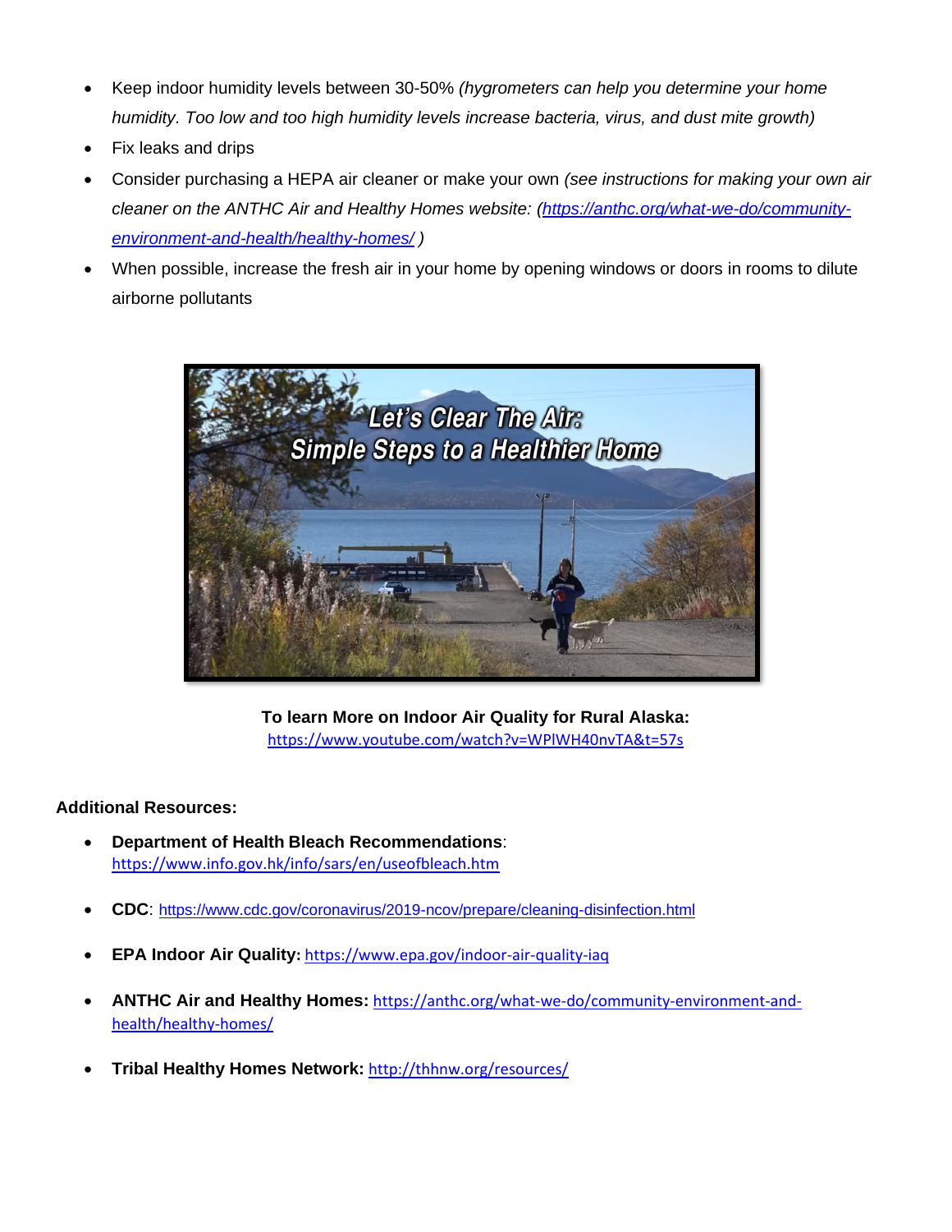- Keep indoor humidity levels between 30-50% *(hygrometers can help you determine your home humidity. Too low and too high humidity levels increase bacteria, virus, and dust mite growth)*
- Fix leaks and drips
- Consider purchasing a HEPA air cleaner or make your own *(see instructions for making your own air cleaner on the ANTHC Air and Healthy Homes website: (https://anthc.org/what-we-do/community-environment-and-health/healthy-homes/ )*
- When possible, increase the fresh air in your home by opening windows or doors in rooms to dilute airborne pollutants

**To learn More on Indoor Air Quality for Rural Alaska:**
https://www.youtube.com/watch?v=WPlWH40nvTA&t=57s

**Additional Resources:**

- **Department of Health Bleach Recommendations**: https://www.info.gov.hk/info/sars/en/useofbleach.htm
- **CDC**: https://www.cdc.gov/coronavirus/2019-ncov/prepare/cleaning-disinfection.html
- **EPA Indoor Air Quality:** https://www.epa.gov/indoor-air-quality-iaq
- **ANTHC Air and Healthy Homes:** https://anthc.org/what-we-do/community-environment-and-health/healthy-homes/
- **Tribal Healthy Homes Network:** http://thhnw.org/resources/